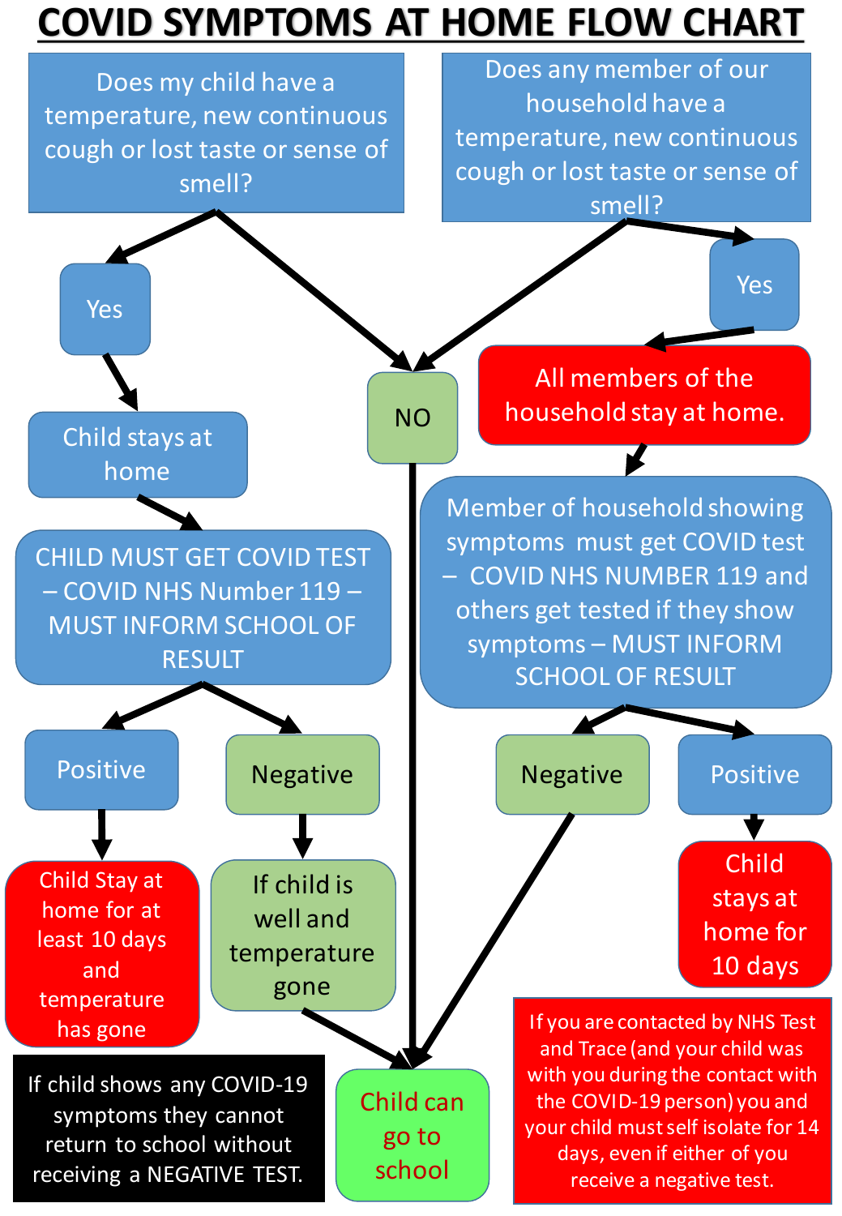# COVID SYMPTOMS AT HOME FLOW CHART

Does my child have a temperature, new continuous cough or lost taste or sense of smell?

Does any member of our household have a temperature, new continuous cough or lost taste or sense of smell?

Yes

NO

Yes

Child stays at home

All members of the household stay at home.

CHILD MUST GET COVID TEST – COVID NHS Number 119 – MUST INFORM SCHOOL OF RESULT

Member of household showing symptoms must get COVID test – COVID NHS NUMBER 119 and others get tested if they show symptoms – MUST INFORM SCHOOL OF RESULT

Positive

Negative

Negative

Positive

Child Stay at home for at least 10 days and temperature has gone

If child is well and temperature gone

Child stays at home for 10 days

If you are contacted by NHS Test and Trace (and your child was with you during the contact with the COVID-19 person) you and your child must self isolate for 14 days, even if either of you receive a negative test.

If child shows any COVID-19 symptoms they cannot return to school without receiving a NEGATIVE TEST.

Child can go to school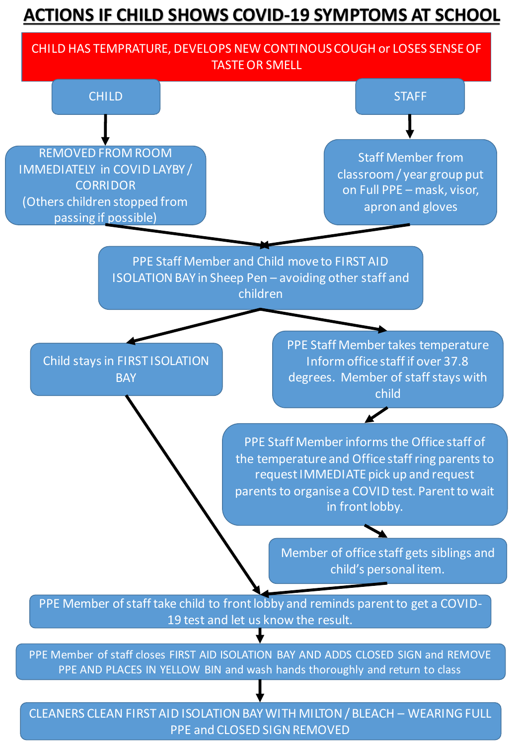# ACTIONS IF CHILD SHOWS COVID-19 SYMPTOMS AT SCHOOL

CHILD HAS TEMPRATURE, DEVELOPS NEW CONTINOUS COUGH or LOSES SENSE OF TASTE OR SMELL

CHILD

REMOVED FROM ROOM IMMEDIATELY in COVID LAYBY / CORRIDOR (Others children stopped from passing if possible)

STAFF

Staff Member from classroom / year group put on Full PPE – mask, visor, apron and gloves

PPE Staff Member and Child move to FIRST AID ISOLATION BAY in Sheep Pen – avoiding other staff and children

Child stays in FIRST ISOLATION BAY

PPE Staff Member takes temperature Inform office staff if over 37.8 degrees. Member of staff stays with child

PPE Staff Member informs the Office staff of the temperature and Office staff ring parents to request IMMEDIATE pick up and request parents to organise a COVID test. Parent to wait in front lobby.

Member of office staff gets siblings and child's personal item.

PPE Member of staff take child to front lobby and reminds parent to get a COVID-19 test and let us know the result.

PPE Member of staff closes FIRST AID ISOLATION BAY AND ADDS CLOSED SIGN and REMOVE PPE AND PLACES IN YELLOW BIN and wash hands thoroughly and return to class

CLEANERS CLEAN FIRST AID ISOLATION BAY WITH MILTON / BLEACH – WEARING FULL PPE and CLOSED SIGN REMOVED